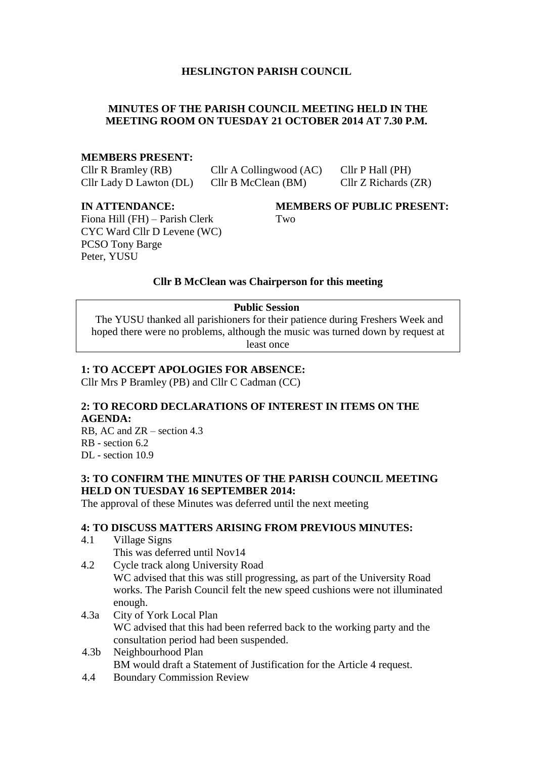# HESLINGTON PARISH COUNCIL

## MINUTES OF THE PARISH COUNCIL MEETING HELD IN THE MEETING ROOM ON TUESDAY 21 OCTOBER 2014 AT 7.30 P.M.

**MEMBERS PRESENT:**

Cllr R Bramley (RB)
Cllr A Collingwood (AC)
Cllr P Hall (PH)
Cllr Lady D Lawton (DL)
Cllr B McClean (BM)
Cllr Z Richards (ZR)

**IN ATTENDANCE:**

Fiona Hill (FH) – Parish Clerk
CYC Ward Cllr D Levene (WC)
PCSO Tony Barge
Peter, YUSU

**MEMBERS OF PUBLIC PRESENT:**

Two

**Cllr B McClean was Chairperson for this meeting**

**Public Session**

The YUSU thanked all parishioners for their patience during Freshers Week and hoped there were no problems, although the music was turned down by request at least once

### 1: TO ACCEPT APOLOGIES FOR ABSENCE:

Cllr Mrs P Bramley (PB) and Cllr C Cadman (CC)

### 2: TO RECORD DECLARATIONS OF INTEREST IN ITEMS ON THE AGENDA:

RB, AC and ZR – section 4.3
RB - section 6.2
DL - section 10.9

### 3: TO CONFIRM THE MINUTES OF THE PARISH COUNCIL MEETING HELD ON TUESDAY 16 SEPTEMBER 2014:

The approval of these Minutes was deferred until the next meeting

### 4: TO DISCUSS MATTERS ARISING FROM PREVIOUS MINUTES:

4.1 Village Signs
This was deferred until Nov14

4.2 Cycle track along University Road
WC advised that this was still progressing, as part of the University Road works. The Parish Council felt the new speed cushions were not illuminated enough.

4.3a City of York Local Plan
WC advised that this had been referred back to the working party and the consultation period had been suspended.

4.3b Neighbourhood Plan
BM would draft a Statement of Justification for the Article 4 request.

4.4 Boundary Commission Review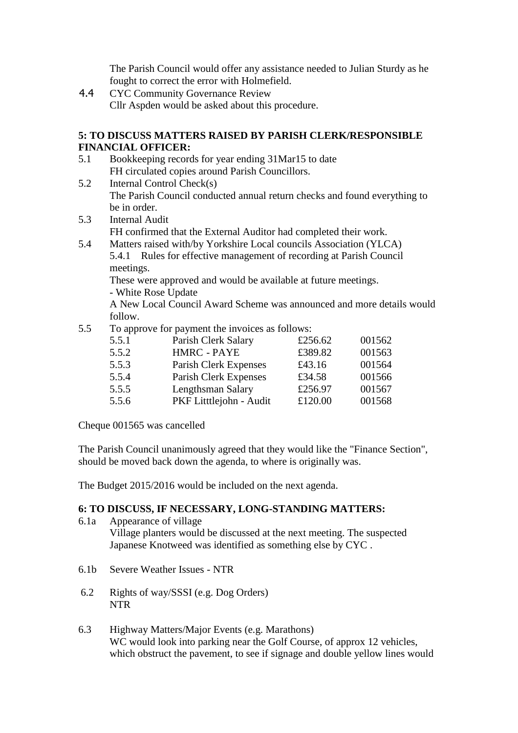The Parish Council would offer any assistance needed to Julian Sturdy as he fought to correct the error with Holmefield.

4.4 CYC Community Governance Review
Cllr Aspden would be asked about this procedure.

**5: TO DISCUSS MATTERS RAISED BY PARISH CLERK/RESPONSIBLE FINANCIAL OFFICER:**

5.1 Bookkeeping records for year ending 31Mar15 to date
FH circulated copies around Parish Councillors.

5.2 Internal Control Check(s)
The Parish Council conducted annual return checks and found everything to be in order.

5.3 Internal Audit
FH confirmed that the External Auditor had completed their work.

5.4 Matters raised with/by Yorkshire Local councils Association (YLCA)
5.4.1 Rules for effective management of recording at Parish Council meetings.
These were approved and would be available at future meetings.
- White Rose Update
A New Local Council Award Scheme was announced and more details would follow.

5.5 To approve for payment the invoices as follows:

| | | | |
|---|---|---|---|
| 5.5.1 | Parish Clerk Salary | £256.62 | 001562 |
| 5.5.2 | HMRC - PAYE | £389.82 | 001563 |
| 5.5.3 | Parish Clerk Expenses | £43.16 | 001564 |
| 5.5.4 | Parish Clerk Expenses | £34.58 | 001566 |
| 5.5.5 | Lengthsman Salary | £256.97 | 001567 |
| 5.5.6 | PKF Litttlejohn - Audit | £120.00 | 001568 |

Cheque 001565 was cancelled

The Parish Council unanimously agreed that they would like the "Finance Section", should be moved back down the agenda, to where is originally was.

The Budget 2015/2016 would be included on the next agenda.

**6: TO DISCUSS, IF NECESSARY, LONG-STANDING MATTERS:**

6.1a Appearance of village
Village planters would be discussed at the next meeting. The suspected Japanese Knotweed was identified as something else by CYC .

6.1b Severe Weather Issues - NTR

6.2 Rights of way/SSSI (e.g. Dog Orders)
NTR

6.3 Highway Matters/Major Events (e.g. Marathons)
WC would look into parking near the Golf Course, of approx 12 vehicles, which obstruct the pavement, to see if signage and double yellow lines would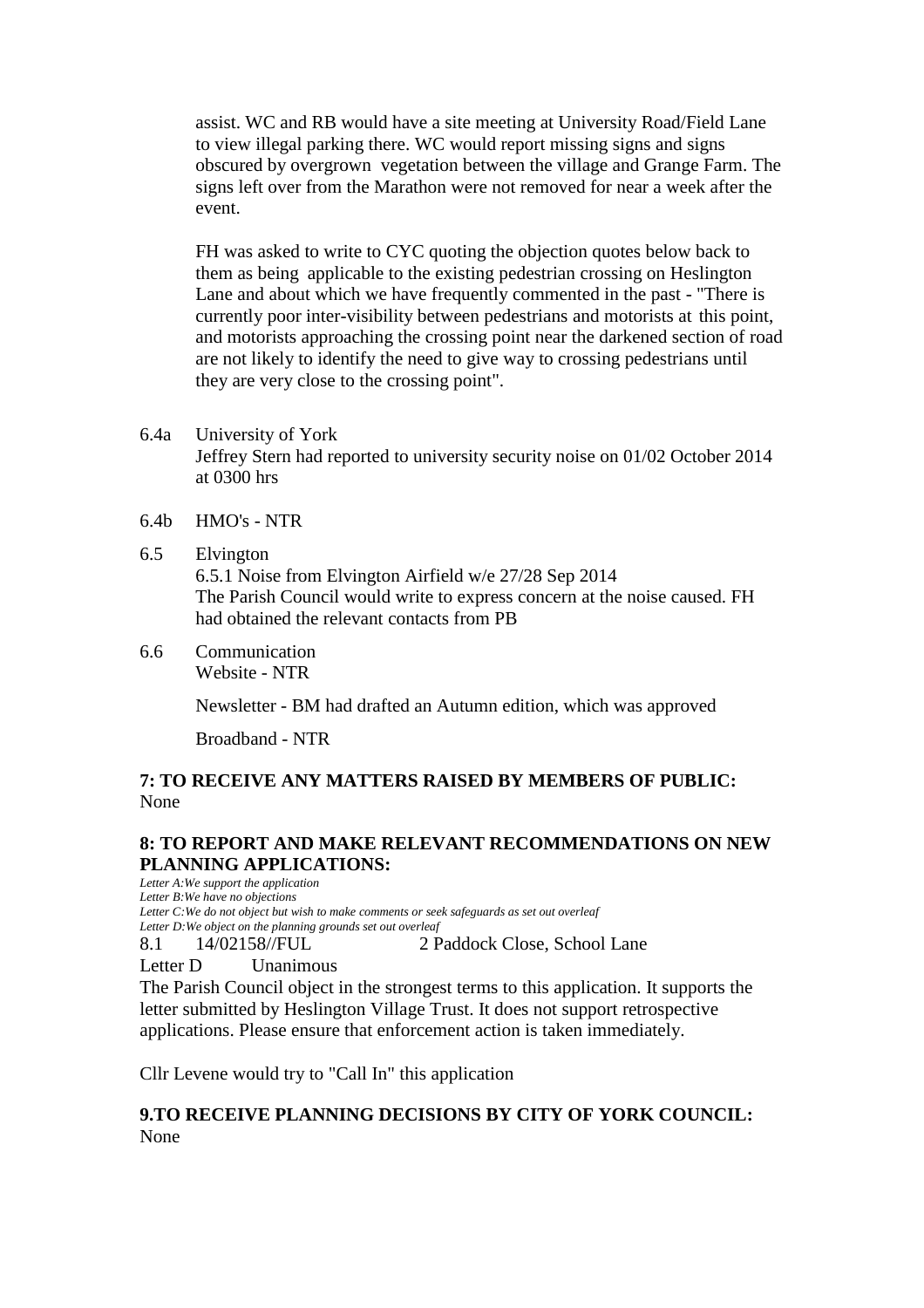assist. WC and RB would have a site meeting at University Road/Field Lane to view illegal parking there. WC would report missing signs and signs obscured by overgrown vegetation between the village and Grange Farm. The signs left over from the Marathon were not removed for near a week after the event.

FH was asked to write to CYC quoting the objection quotes below back to them as being applicable to the existing pedestrian crossing on Heslington Lane and about which we have frequently commented in the past - "There is currently poor inter-visibility between pedestrians and motorists at this point, and motorists approaching the crossing point near the darkened section of road are not likely to identify the need to give way to crossing pedestrians until they are very close to the crossing point".

6.4a University of York
Jeffrey Stern had reported to university security noise on 01/02 October 2014 at 0300 hrs

6.4b HMO's - NTR

6.5 Elvington
6.5.1 Noise from Elvington Airfield w/e 27/28 Sep 2014
The Parish Council would write to express concern at the noise caused. FH had obtained the relevant contacts from PB

6.6 Communication
Website - NTR

Newsletter - BM had drafted an Autumn edition, which was approved

Broadband - NTR

**7: TO RECEIVE ANY MATTERS RAISED BY MEMBERS OF PUBLIC:**
None

**8: TO REPORT AND MAKE RELEVANT RECOMMENDATIONS ON NEW PLANNING APPLICATIONS:**

*Letter A:We support the application*
*Letter B:We have no objections*
*Letter C:We do not object but wish to make comments or seek safeguards as set out overleaf*
*Letter D:We object on the planning grounds set out overleaf*

8.1 14/02158//FUL 2 Paddock Close, School Lane
Letter D Unanimous
The Parish Council object in the strongest terms to this application. It supports the letter submitted by Heslington Village Trust. It does not support retrospective applications. Please ensure that enforcement action is taken immediately.

Cllr Levene would try to "Call In" this application

**9.TO RECEIVE PLANNING DECISIONS BY CITY OF YORK COUNCIL:**
None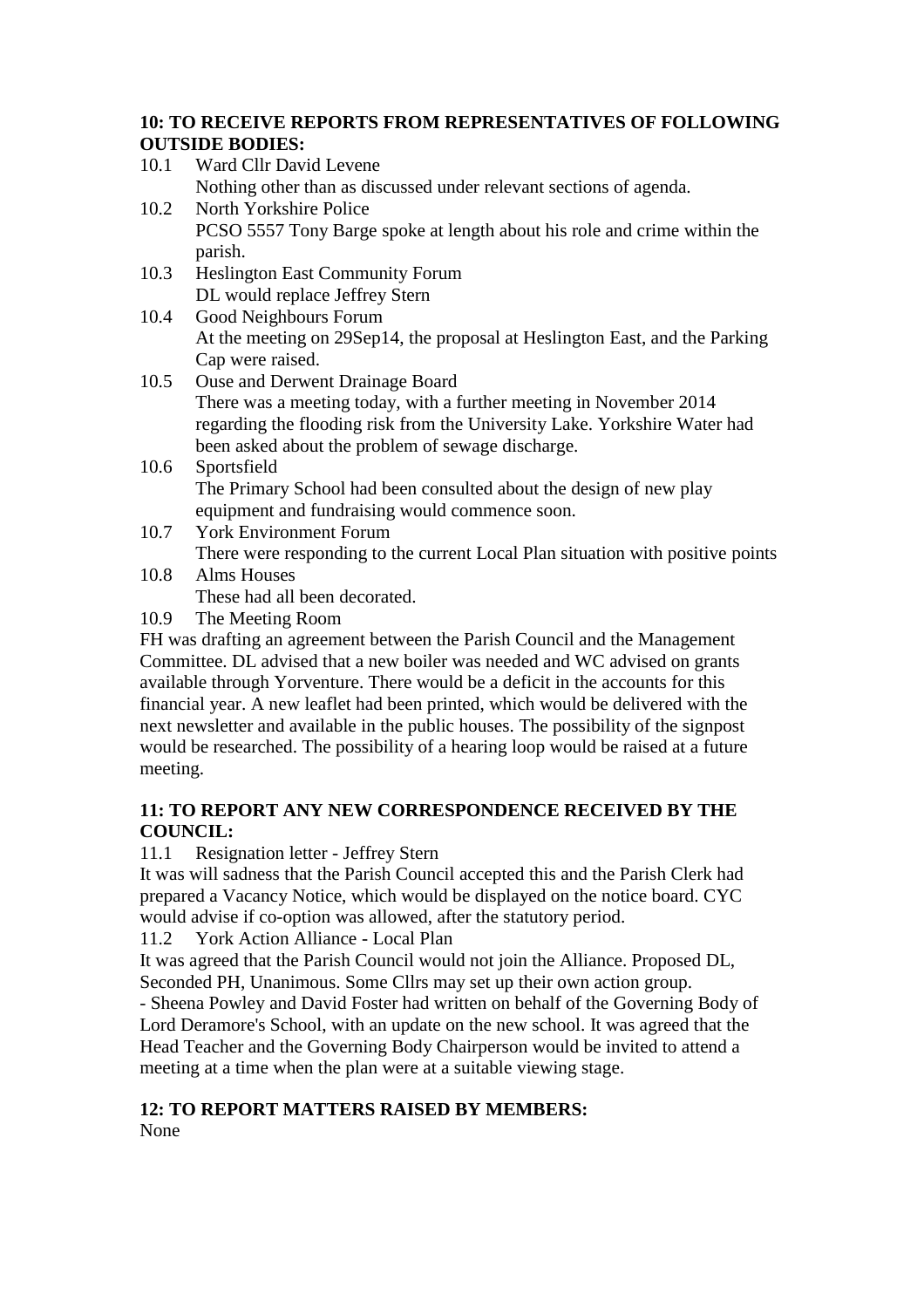**10: TO RECEIVE REPORTS FROM REPRESENTATIVES OF FOLLOWING OUTSIDE BODIES:**

10.1 Ward Cllr David Levene
Nothing other than as discussed under relevant sections of agenda.

10.2 North Yorkshire Police
PCSO 5557 Tony Barge spoke at length about his role and crime within the parish.

10.3 Heslington East Community Forum
DL would replace Jeffrey Stern

10.4 Good Neighbours Forum
At the meeting on 29Sep14, the proposal at Heslington East, and the Parking Cap were raised.

10.5 Ouse and Derwent Drainage Board
There was a meeting today, with a further meeting in November 2014 regarding the flooding risk from the University Lake. Yorkshire Water had been asked about the problem of sewage discharge.

10.6 Sportsfield
The Primary School had been consulted about the design of new play equipment and fundraising would commence soon.

10.7 York Environment Forum
There were responding to the current Local Plan situation with positive points

10.8 Alms Houses
These had all been decorated.

10.9 The Meeting Room

FH was drafting an agreement between the Parish Council and the Management Committee. DL advised that a new boiler was needed and WC advised on grants available through Yorventure. There would be a deficit in the accounts for this financial year. A new leaflet had been printed, which would be delivered with the next newsletter and available in the public houses. The possibility of the signpost would be researched. The possibility of a hearing loop would be raised at a future meeting.

**11: TO REPORT ANY NEW CORRESPONDENCE RECEIVED BY THE COUNCIL:**

11.1 Resignation letter - Jeffrey Stern

It was will sadness that the Parish Council accepted this and the Parish Clerk had prepared a Vacancy Notice, which would be displayed on the notice board. CYC would advise if co-option was allowed, after the statutory period.

11.2 York Action Alliance - Local Plan

It was agreed that the Parish Council would not join the Alliance. Proposed DL, Seconded PH, Unanimous. Some Cllrs may set up their own action group.

- Sheena Powley and David Foster had written on behalf of the Governing Body of Lord Deramore's School, with an update on the new school. It was agreed that the Head Teacher and the Governing Body Chairperson would be invited to attend a meeting at a time when the plan were at a suitable viewing stage.

**12: TO REPORT MATTERS RAISED BY MEMBERS:**

None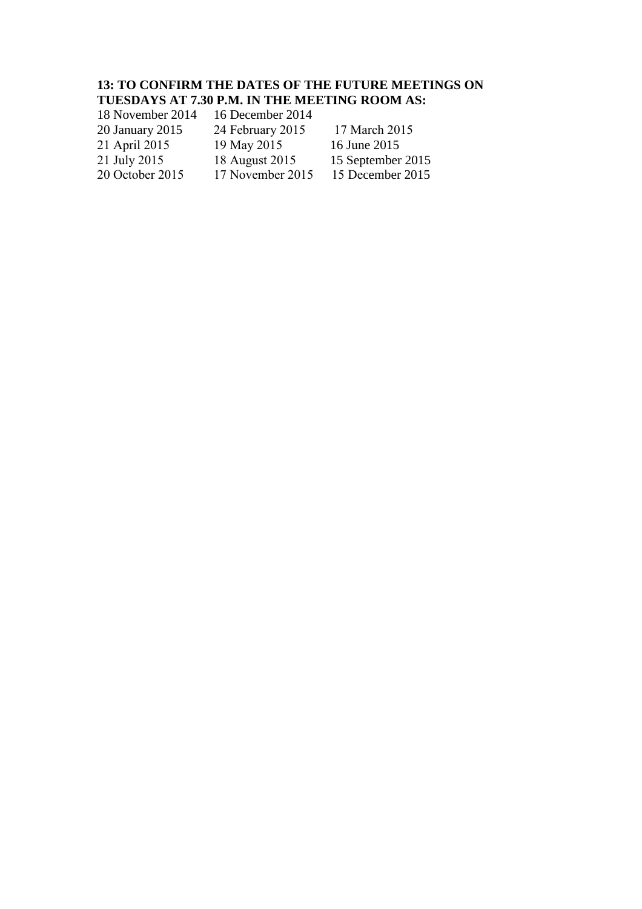**13: TO CONFIRM THE DATES OF THE FUTURE MEETINGS ON TUESDAYS AT 7.30 P.M. IN THE MEETING ROOM AS:**

| | | |
|---|---|---|
| 18 November 2014 | 16 December 2014 | |
| 20 January 2015 | 24 February 2015 | 17 March 2015 |
| 21 April 2015 | 19 May 2015 | 16 June 2015 |
| 21 July 2015 | 18 August 2015 | 15 September 2015 |
| 20 October 2015 | 17 November 2015 | 15 December 2015 |